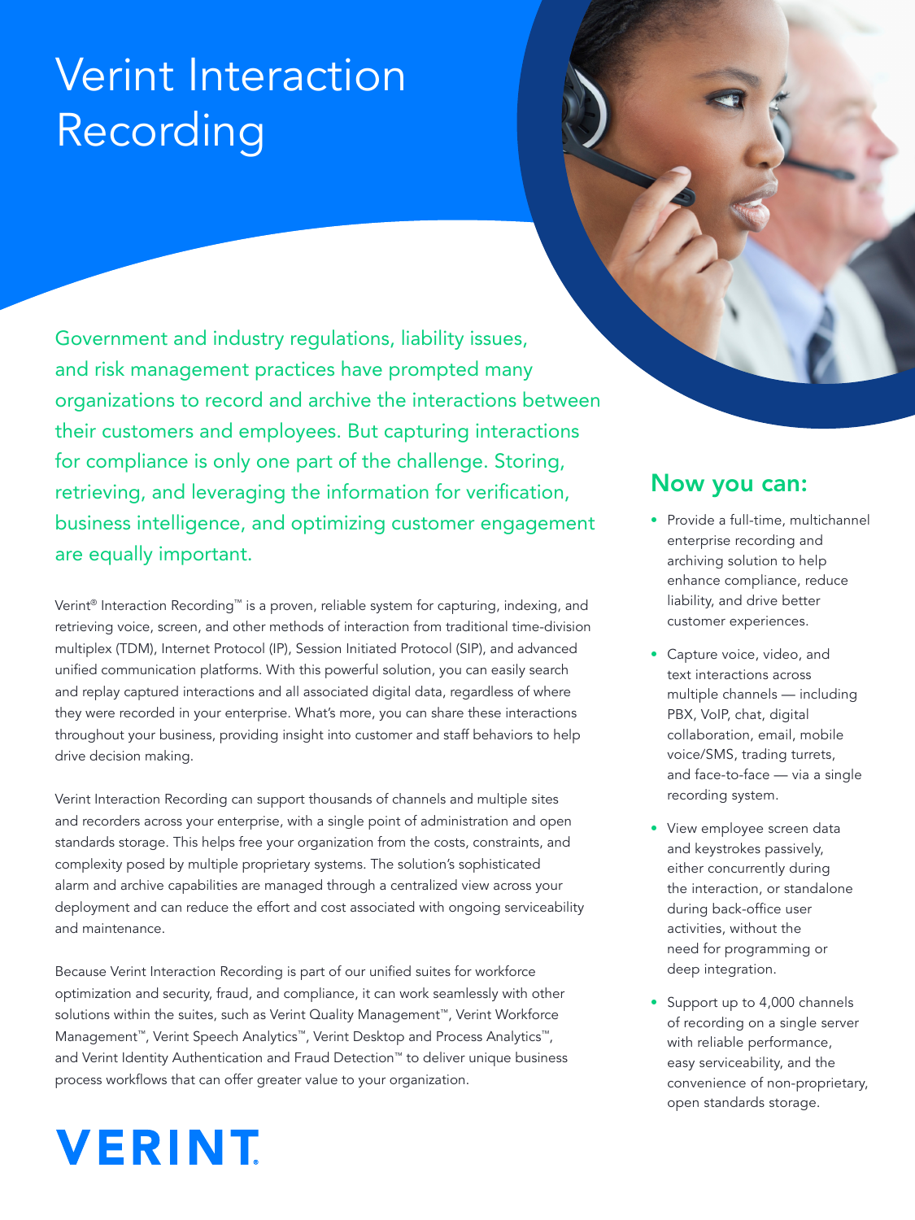# Verint Interaction Recording

Government and industry regulations, liability issues, and risk management practices have prompted many organizations to record and archive the interactions between their customers and employees. But capturing interactions for compliance is only one part of the challenge. Storing, retrieving, and leveraging the information for verification, business intelligence, and optimizing customer engagement are equally important.

Verint® Interaction Recording™ is a proven, reliable system for capturing, indexing, and retrieving voice, screen, and other methods of interaction from traditional time-division multiplex (TDM), Internet Protocol (IP), Session Initiated Protocol (SIP), and advanced unified communication platforms. With this powerful solution, you can easily search and replay captured interactions and all associated digital data, regardless of where they were recorded in your enterprise. What's more, you can share these interactions throughout your business, providing insight into customer and staff behaviors to help drive decision making.

Verint Interaction Recording can support thousands of channels and multiple sites and recorders across your enterprise, with a single point of administration and open standards storage. This helps free your organization from the costs, constraints, and complexity posed by multiple proprietary systems. The solution's sophisticated alarm and archive capabilities are managed through a centralized view across your deployment and can reduce the effort and cost associated with ongoing serviceability and maintenance.

Because Verint Interaction Recording is part of our unified suites for workforce optimization and security, fraud, and compliance, it can work seamlessly with other solutions within the suites, such as Verint Quality Management™, Verint Workforce Management™, Verint Speech Analytics™, Verint Desktop and Process Analytics™, and Verint Identity Authentication and Fraud Detection™ to deliver unique business process workflows that can offer greater value to your organization.

## Now you can:

- Provide a full-time, multichannel enterprise recording and archiving solution to help enhance compliance, reduce liability, and drive better customer experiences.
- Capture voice, video, and text interactions across multiple channels — including PBX, VoIP, chat, digital collaboration, email, mobile voice/SMS, trading turrets, and face-to-face — via a single recording system.
- View employee screen data and keystrokes passively, either concurrently during the interaction, or standalone during back-office user activities, without the need for programming or deep integration.
- Support up to 4,000 channels of recording on a single server with reliable performance, easy serviceability, and the convenience of non-proprietary, open standards storage.

**VERINT.**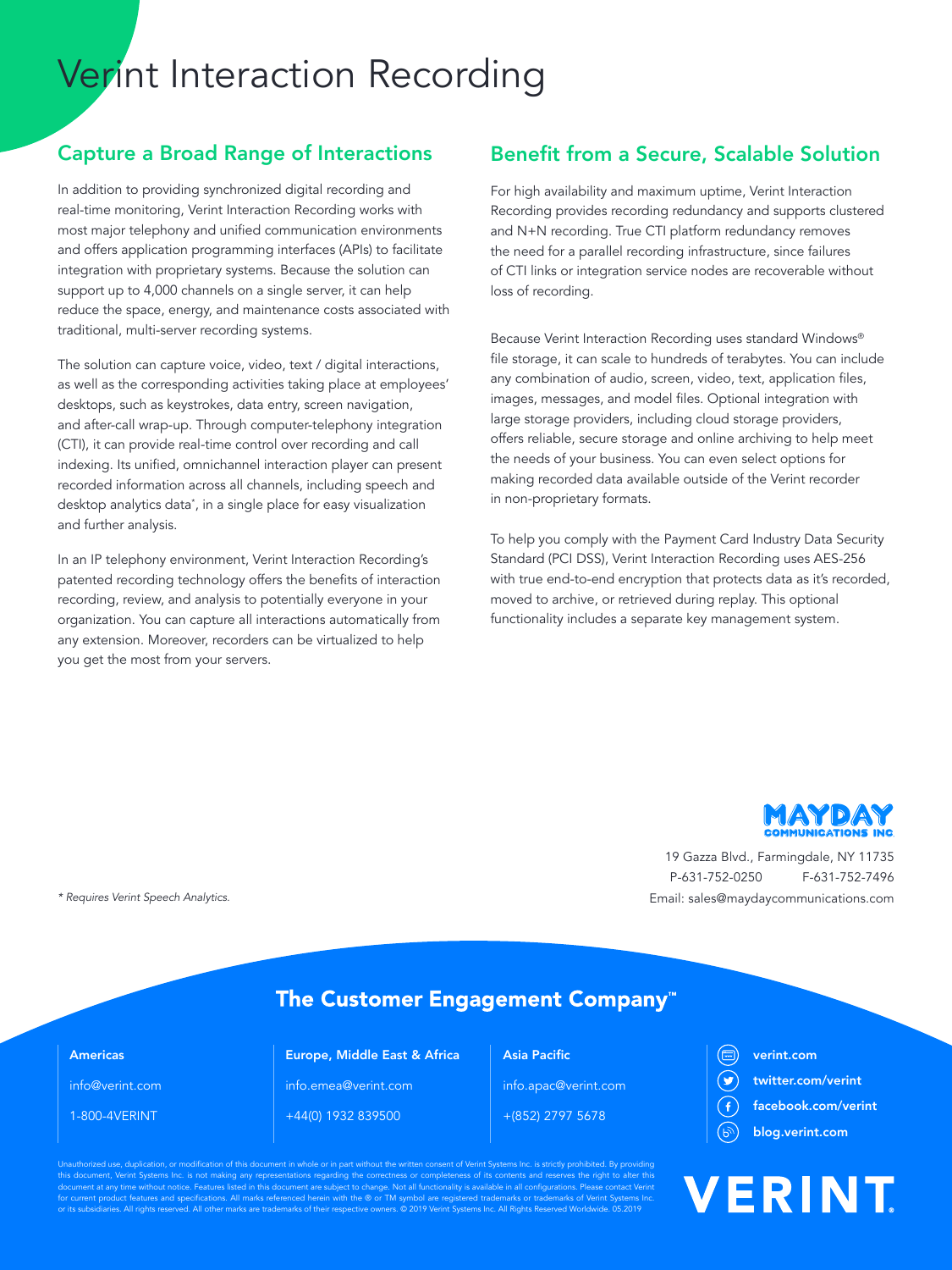# Verint Interaction Recording

## Capture a Broad Range of Interactions

In addition to providing synchronized digital recording and real-time monitoring, Verint Interaction Recording works with most major telephony and unified communication environments and offers application programming interfaces (APIs) to facilitate integration with proprietary systems. Because the solution can support up to 4,000 channels on a single server, it can help reduce the space, energy, and maintenance costs associated with traditional, multi-server recording systems.

The solution can capture voice, video, text / digital interactions, as well as the corresponding activities taking place at employees' desktops, such as keystrokes, data entry, screen navigation, and after-call wrap-up. Through computer-telephony integration (CTI), it can provide real-time control over recording and call indexing. Its unified, omnichannel interaction player can present recorded information across all channels, including speech and desktop analytics data*, in a single place for easy visualization and further analysis.

In an IP telephony environment, Verint Interaction Recording's patented recording technology offers the benefits of interaction recording, review, and analysis to potentially everyone in your organization. You can capture all interactions automatically from any extension. Moreover, recorders can be virtualized to help you get the most from your servers.

## Benefit from a Secure, Scalable Solution

For high availability and maximum uptime, Verint Interaction Recording provides recording redundancy and supports clustered and N+N recording. True CTI platform redundancy removes the need for a parallel recording infrastructure, since failures of CTI links or integration service nodes are recoverable without loss of recording.

Because Verint Interaction Recording uses standard Windows® file storage, it can scale to hundreds of terabytes. You can include any combination of audio, screen, video, text, application files, images, messages, and model files. Optional integration with large storage providers, including cloud storage providers, offers reliable, secure storage and online archiving to help meet the needs of your business. You can even select options for making recorded data available outside of the Verint recorder in non-proprietary formats.

To help you comply with the Payment Card Industry Data Security Standard (PCI DSS), Verint Interaction Recording uses AES-256 with true end-to-end encryption that protects data as it's recorded, moved to archive, or retrieved during replay. This optional functionality includes a separate key management system.

*MAYDAY COMMUNICATIONS INC.*

19 Gazza Blvd., Farmingdale, NY 11735
P-631-752-0250 F-631-752-7496
Email: sales@maydaycommunications.com

*\* Requires Verint Speech Analytics.*

## The Customer Engagement Company™

**Americas**
info@verint.com
1-800-4VERINT

**Europe, Middle East & Africa**
info.emea@verint.com
+44(0) 1932 839500

**Asia Pacific**
info.apac@verint.com
+(852) 2797 5678

**verint.com**
**twitter.com/verint**
**facebook.com/verint**
**blog.verint.com**

Unauthorized use, duplication, or modification of this document in whole or in part without the written consent of Verint Systems Inc. is strictly prohibited. By providing this document, Verint Systems Inc. is not making any representations regarding the correctness or completeness of its contents and reserves the right to alter this document at any time without notice. Features listed in this document are subject to change. Not all functionality is available in all configurations. Please contact Verint for current product features and specifications. All marks referenced herein with the ® or TM symbol are registered trademarks or trademarks of Verint Systems Inc. or its subsidiaries. All rights reserved. All other marks are trademarks of their respective owners. © 2019 Verint Systems Inc. All Rights Reserved Worldwide. 05.2019

VERINT.